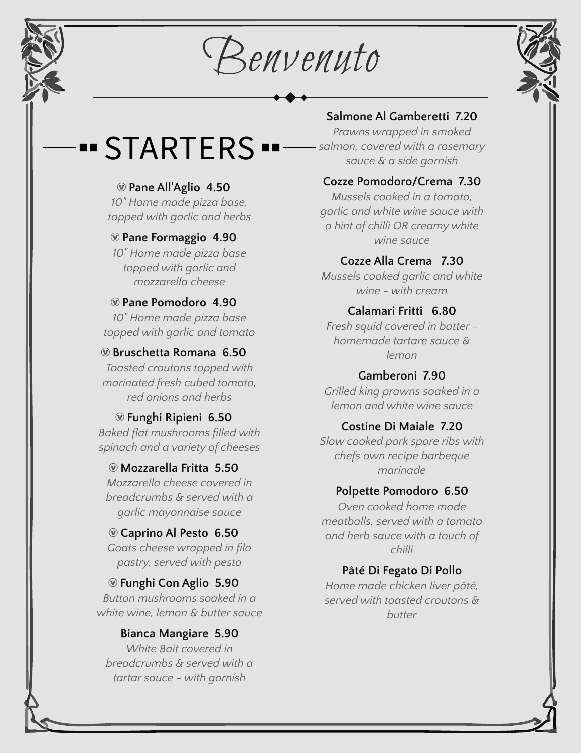# Benvenuto

## STARTERS

**Ⓥ Pane All'Aglio 4.50**
*10" Home made pizza base, topped with garlic and herbs*

**Ⓥ Pane Formaggio 4.90**
*10" Home made pizza base topped with garlic and mozzarella cheese*

**Ⓥ Pane Pomodoro 4.90**
*10" Home made pizza base topped with garlic and tomato*

**Ⓥ Bruschetta Romana 6.50**
*Toasted croutons topped with marinated fresh cubed tomato, red onions and herbs*

**Ⓥ Funghi Ripieni 6.50**
*Baked flat mushrooms filled with spinach and a variety of cheeses*

**Ⓥ Mozzarella Fritta 5.50**
*Mozzarella cheese covered in breadcrumbs & served with a garlic mayonnaise sauce*

**Ⓥ Caprino Al Pesto 6.50**
*Goats cheese wrapped in filo pastry, served with pesto*

**Ⓥ Funghi Con Aglio 5.90**
*Button mushrooms soaked in a white wine, lemon & butter sauce*

**Bianca Mangiare 5.90**
*White Bait covered in breadcrumbs & served with a tartar sauce - with garnish*

**Salmone Al Gamberetti 7.20**
*Prawns wrapped in smoked salmon, covered with a rosemary sauce & a side garnish*

**Cozze Pomodoro/Crema 7.30**
*Mussels cooked in a tomato, garlic and white wine sauce with a hint of chilli OR creamy white wine sauce*

**Cozze Alla Crema 7.30**
*Mussels cooked garlic and white wine - with cream*

**Calamari Fritti 6.80**
*Fresh squid covered in batter - homemade tartare sauce & lemon*

**Gamberoni 7.90**
*Grilled king prawns soaked in a lemon and white wine sauce*

**Costine Di Maiale 7.20**
*Slow cooked pork spare ribs with chefs own recipe barbeque marinade*

**Polpette Pomodoro 6.50**
*Oven cooked home made meatballs, served with a tomato and herb sauce with a touch of chilli*

**Pâté Di Fegato Di Pollo**
*Home made chicken liver pâté, served with toasted croutons & butter*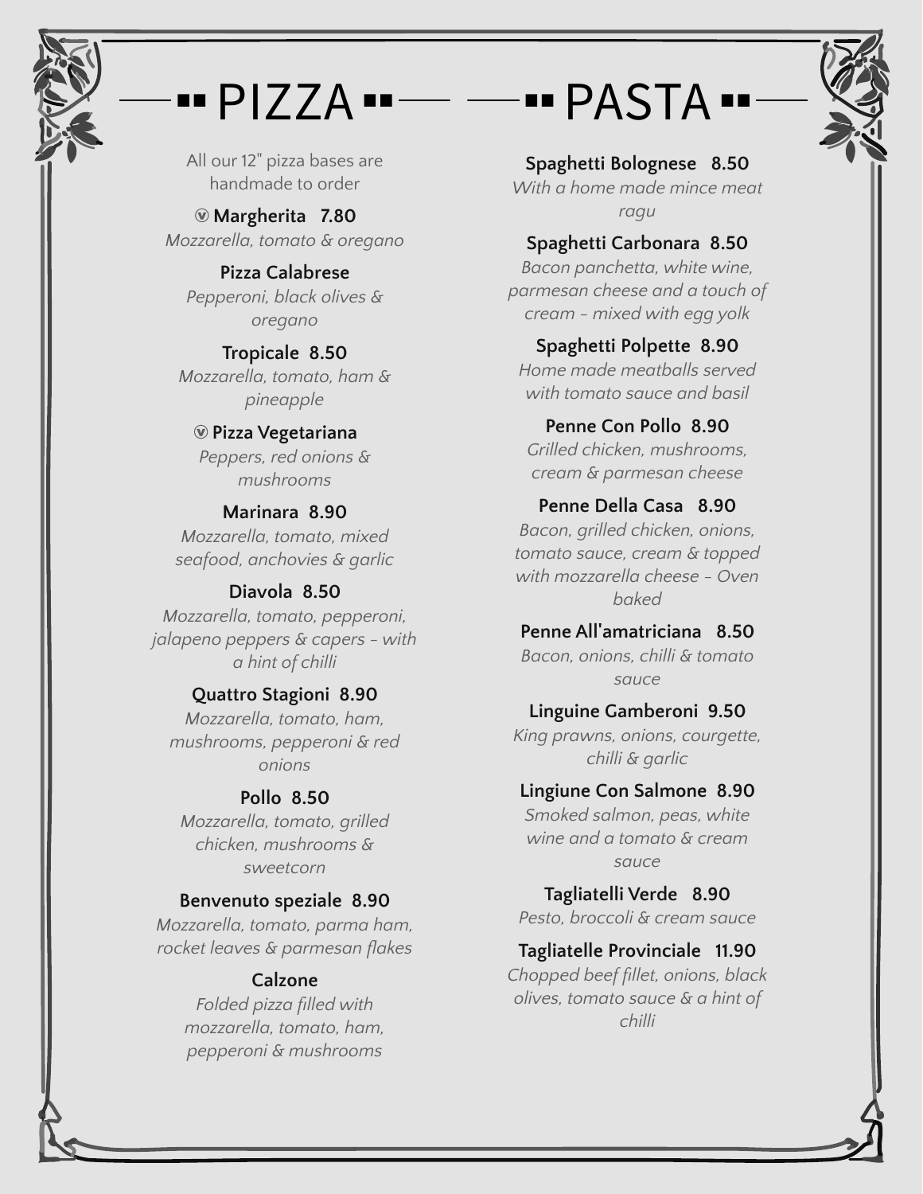# PIZZA

All our 12" pizza bases are handmade to order

**ⓥ Margherita 7.80**
*Mozzarella, tomato & oregano*

**Pizza Calabrese**
*Pepperoni, black olives & oregano*

**Tropicale 8.50**
*Mozzarella, tomato, ham & pineapple*

**ⓥ Pizza Vegetariana**
*Peppers, red onions & mushrooms*

**Marinara 8.90**
*Mozzarella, tomato, mixed seafood, anchovies & garlic*

**Diavola 8.50**
*Mozzarella, tomato, pepperoni, jalapeno peppers & capers - with a hint of chilli*

**Quattro Stagioni 8.90**
*Mozzarella, tomato, ham, mushrooms, pepperoni & red onions*

**Pollo 8.50**
*Mozzarella, tomato, grilled chicken, mushrooms & sweetcorn*

**Benvenuto speziale 8.90**
*Mozzarella, tomato, parma ham, rocket leaves & parmesan flakes*

**Calzone**
*Folded pizza filled with mozzarella, tomato, ham, pepperoni & mushrooms*

# PASTA

**Spaghetti Bolognese 8.50**
*With a home made mince meat ragu*

**Spaghetti Carbonara 8.50**
*Bacon panchetta, white wine, parmesan cheese and a touch of cream - mixed with egg yolk*

**Spaghetti Polpette 8.90**
*Home made meatballs served with tomato sauce and basil*

**Penne Con Pollo 8.90**
*Grilled chicken, mushrooms, cream & parmesan cheese*

**Penne Della Casa 8.90**
*Bacon, grilled chicken, onions, tomato sauce, cream & topped with mozzarella cheese - Oven baked*

**Penne All'amatriciana 8.50**
*Bacon, onions, chilli & tomato sauce*

**Linguine Gamberoni 9.50**
*King prawns, onions, courgette, chilli & garlic*

**Lingiune Con Salmone 8.90**
*Smoked salmon, peas, white wine and a tomato & cream sauce*

**Tagliatelli Verde 8.90**
*Pesto, broccoli & cream sauce*

**Tagliatelle Provinciale 11.90**
*Chopped beef fillet, onions, black olives, tomato sauce & a hint of chilli*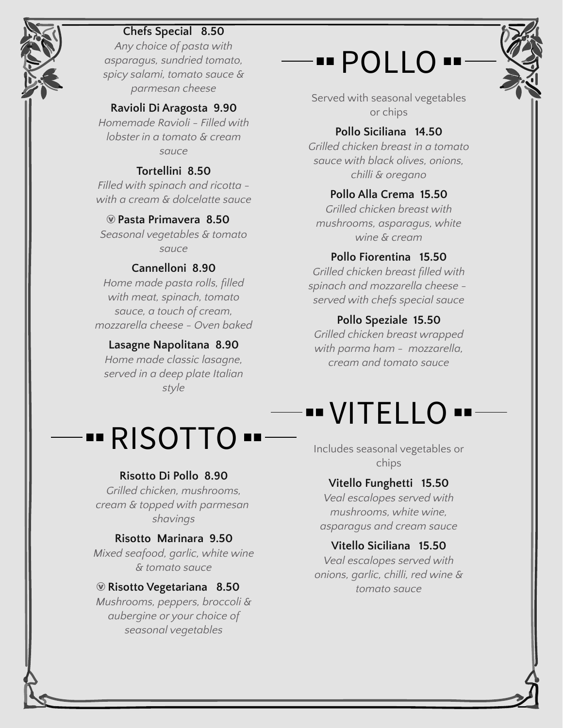**Chefs Special 8.50**
*Any choice of pasta with asparagus, sundried tomato, spicy salami, tomato sauce & parmesan cheese*

**Ravioli Di Aragosta 9.90**
*Homemade Ravioli - Filled with lobster in a tomato & cream sauce*

**Tortellini 8.50**
*Filled with spinach and ricotta - with a cream & dolcelatte sauce*

ⓥ **Pasta Primavera 8.50**
*Seasonal vegetables & tomato sauce*

**Cannelloni 8.90**
*Home made pasta rolls, filled with meat, spinach, tomato sauce, a touch of cream, mozzarella cheese - Oven baked*

**Lasagne Napolitana 8.90**
*Home made classic lasagne, served in a deep plate Italian style*

## RISOTTO

**Risotto Di Pollo 8.90**
*Grilled chicken, mushrooms, cream & topped with parmesan shavings*

**Risotto Marinara 9.50**
*Mixed seafood, garlic, white wine & tomato sauce*

ⓥ **Risotto Vegetariana 8.50**
*Mushrooms, peppers, broccoli & aubergine or your choice of seasonal vegetables*

## POLLO

Served with seasonal vegetables or chips

**Pollo Siciliana 14.50**
*Grilled chicken breast in a tomato sauce with black olives, onions, chilli & oregano*

**Pollo Alla Crema 15.50**
*Grilled chicken breast with mushrooms, asparagus, white wine & cream*

**Pollo Fiorentina 15.50**
*Grilled chicken breast filled with spinach and mozzarella cheese - served with chefs special sauce*

**Pollo Speziale 15.50**
*Grilled chicken breast wrapped with parma ham - mozzarella, cream and tomato sauce*

## VITELLO

Includes seasonal vegetables or chips

**Vitello Funghetti 15.50**
*Veal escalopes served with mushrooms, white wine, asparagus and cream sauce*

**Vitello Siciliana 15.50**
*Veal escalopes served with onions, garlic, chilli, red wine & tomato sauce*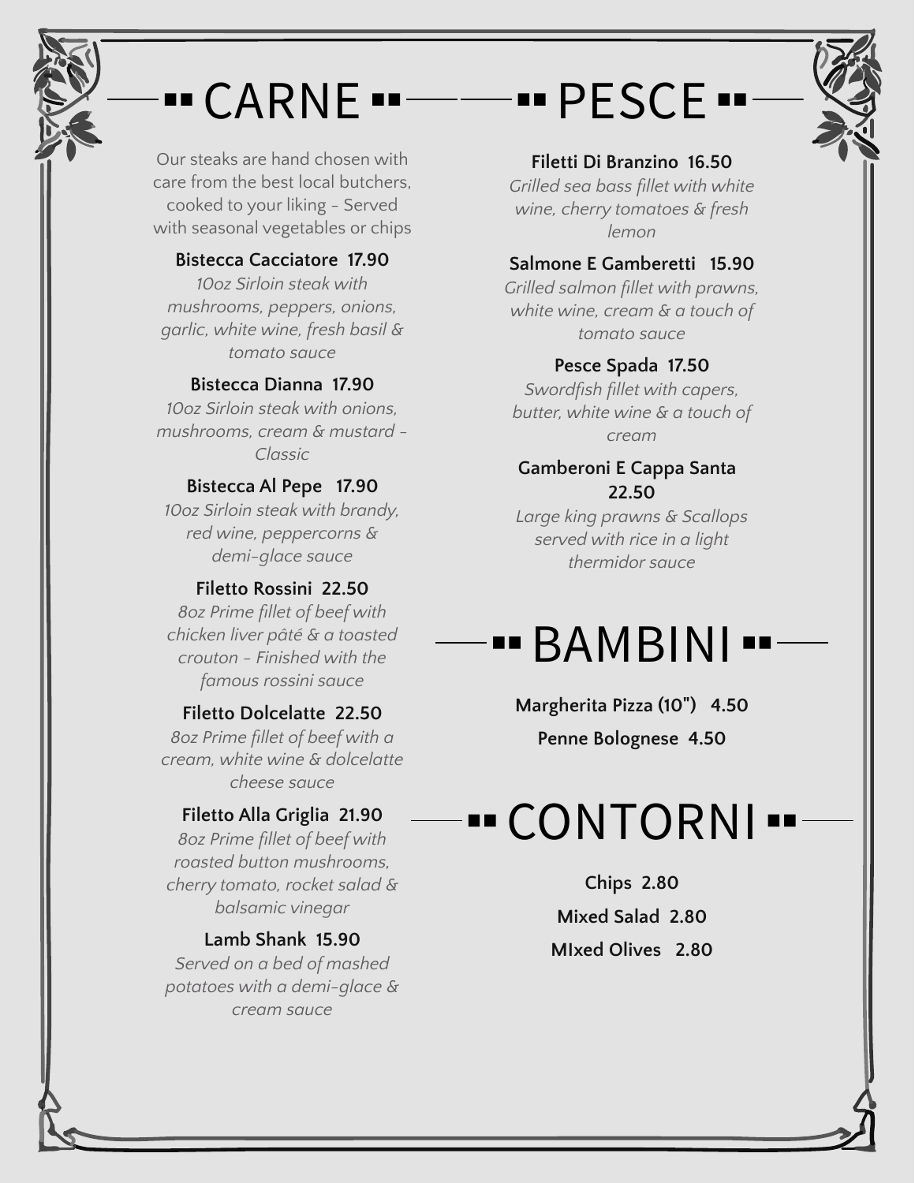## CARNE

Our steaks are hand chosen with care from the best local butchers, cooked to your liking - Served with seasonal vegetables or chips

**Bistecca Cacciatore 17.90**

*10oz Sirloin steak with mushrooms, peppers, onions, garlic, white wine, fresh basil & tomato sauce*

**Bistecca Dianna 17.90**

*10oz Sirloin steak with onions, mushrooms, cream & mustard - Classic*

**Bistecca Al Pepe 17.90**

*10oz Sirloin steak with brandy, red wine, peppercorns & demi-glace sauce*

**Filetto Rossini 22.50**

*8oz Prime fillet of beef with chicken liver pâté & a toasted crouton - Finished with the famous rossini sauce*

**Filetto Dolcelatte 22.50**

*8oz Prime fillet of beef with a cream, white wine & dolcelatte cheese sauce*

**Filetto Alla Griglia 21.90**

*8oz Prime fillet of beef with roasted button mushrooms, cherry tomato, rocket salad & balsamic vinegar*

**Lamb Shank 15.90**

*Served on a bed of mashed potatoes with a demi-glace & cream sauce*

## PESCE

**Filetti Di Branzino 16.50**

*Grilled sea bass fillet with white wine, cherry tomatoes & fresh lemon*

**Salmone E Gamberetti 15.90**

*Grilled salmon fillet with prawns, white wine, cream & a touch of tomato sauce*

**Pesce Spada 17.50**

*Swordfish fillet with capers, butter, white wine & a touch of cream*

**Gamberoni E Cappa Santa 22.50**

*Large king prawns & Scallops served with rice in a light thermidor sauce*

## BAMBINI

**Margherita Pizza (10") 4.50**

**Penne Bolognese 4.50**

## CONTORNI

**Chips 2.80**

**Mixed Salad 2.80**

**MIxed Olives 2.80**